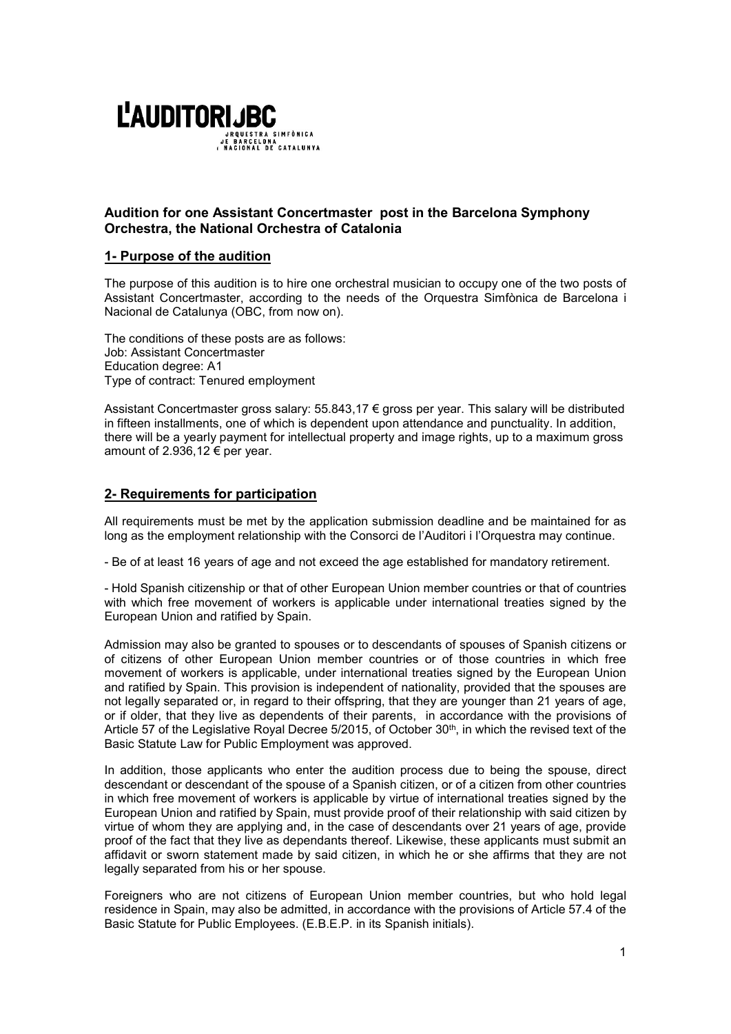L'AUDITORI OBC
ORQUESTRA SIMFÒNICA
DE BARCELONA
I NACIONAL DE CATALUNYA

## Audition for one Assistant Concertmaster post in the Barcelona Symphony Orchestra, the National Orchestra of Catalonia

### 1- Purpose of the audition

The purpose of this audition is to hire one orchestral musician to occupy one of the two posts of Assistant Concertmaster, according to the needs of the Orquestra Simfònica de Barcelona i Nacional de Catalunya (OBC, from now on).

The conditions of these posts are as follows:
Job: Assistant Concertmaster
Education degree: A1
Type of contract: Tenured employment

Assistant Concertmaster gross salary: 55.843,17 € gross per year. This salary will be distributed in fifteen installments, one of which is dependent upon attendance and punctuality. In addition, there will be a yearly payment for intellectual property and image rights, up to a maximum gross amount of 2.936,12 € per year.

### 2- Requirements for participation

All requirements must be met by the application submission deadline and be maintained for as long as the employment relationship with the Consorci de l'Auditori i l'Orquestra may continue.

- Be of at least 16 years of age and not exceed the age established for mandatory retirement.

- Hold Spanish citizenship or that of other European Union member countries or that of countries with which free movement of workers is applicable under international treaties signed by the European Union and ratified by Spain.

Admission may also be granted to spouses or to descendants of spouses of Spanish citizens or of citizens of other European Union member countries or of those countries in which free movement of workers is applicable, under international treaties signed by the European Union and ratified by Spain. This provision is independent of nationality, provided that the spouses are not legally separated or, in regard to their offspring, that they are younger than 21 years of age, or if older, that they live as dependents of their parents, in accordance with the provisions of Article 57 of the Legislative Royal Decree 5/2015, of October 30th, in which the revised text of the Basic Statute Law for Public Employment was approved.

In addition, those applicants who enter the audition process due to being the spouse, direct descendant or descendant of the spouse of a Spanish citizen, or of a citizen from other countries in which free movement of workers is applicable by virtue of international treaties signed by the European Union and ratified by Spain, must provide proof of their relationship with said citizen by virtue of whom they are applying and, in the case of descendants over 21 years of age, provide proof of the fact that they live as dependants thereof. Likewise, these applicants must submit an affidavit or sworn statement made by said citizen, in which he or she affirms that they are not legally separated from his or her spouse.

Foreigners who are not citizens of European Union member countries, but who hold legal residence in Spain, may also be admitted, in accordance with the provisions of Article 57.4 of the Basic Statute for Public Employees. (E.B.E.P. in its Spanish initials).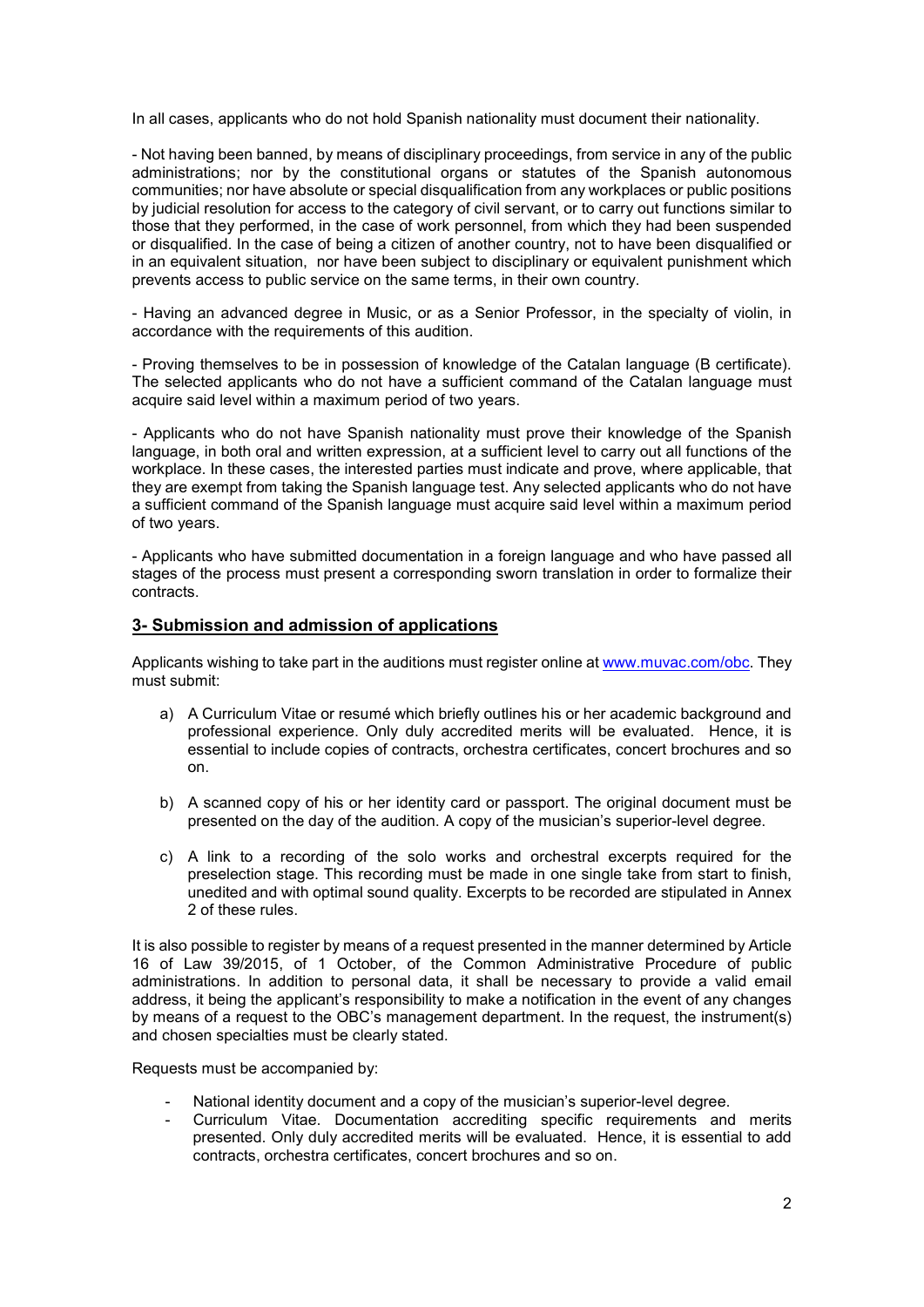In all cases, applicants who do not hold Spanish nationality must document their nationality.

- Not having been banned, by means of disciplinary proceedings, from service in any of the public administrations; nor by the constitutional organs or statutes of the Spanish autonomous communities; nor have absolute or special disqualification from any workplaces or public positions by judicial resolution for access to the category of civil servant, or to carry out functions similar to those that they performed, in the case of work personnel, from which they had been suspended or disqualified. In the case of being a citizen of another country, not to have been disqualified or in an equivalent situation, nor have been subject to disciplinary or equivalent punishment which prevents access to public service on the same terms, in their own country.

- Having an advanced degree in Music, or as a Senior Professor, in the specialty of violin, in accordance with the requirements of this audition.

- Proving themselves to be in possession of knowledge of the Catalan language (B certificate). The selected applicants who do not have a sufficient command of the Catalan language must acquire said level within a maximum period of two years.

- Applicants who do not have Spanish nationality must prove their knowledge of the Spanish language, in both oral and written expression, at a sufficient level to carry out all functions of the workplace. In these cases, the interested parties must indicate and prove, where applicable, that they are exempt from taking the Spanish language test. Any selected applicants who do not have a sufficient command of the Spanish language must acquire said level within a maximum period of two years.

- Applicants who have submitted documentation in a foreign language and who have passed all stages of the process must present a corresponding sworn translation in order to formalize their contracts.

## 3- Submission and admission of applications

Applicants wishing to take part in the auditions must register online at www.muvac.com/obc. They must submit:

a) A Curriculum Vitae or resumé which briefly outlines his or her academic background and professional experience. Only duly accredited merits will be evaluated. Hence, it is essential to include copies of contracts, orchestra certificates, concert brochures and so on.

b) A scanned copy of his or her identity card or passport. The original document must be presented on the day of the audition. A copy of the musician's superior-level degree.

c) A link to a recording of the solo works and orchestral excerpts required for the preselection stage. This recording must be made in one single take from start to finish, unedited and with optimal sound quality. Excerpts to be recorded are stipulated in Annex 2 of these rules.

It is also possible to register by means of a request presented in the manner determined by Article 16 of Law 39/2015, of 1 October, of the Common Administrative Procedure of public administrations. In addition to personal data, it shall be necessary to provide a valid email address, it being the applicant's responsibility to make a notification in the event of any changes by means of a request to the OBC's management department. In the request, the instrument(s) and chosen specialties must be clearly stated.

Requests must be accompanied by:

- National identity document and a copy of the musician's superior-level degree.
- Curriculum Vitae. Documentation accrediting specific requirements and merits presented. Only duly accredited merits will be evaluated. Hence, it is essential to add contracts, orchestra certificates, concert brochures and so on.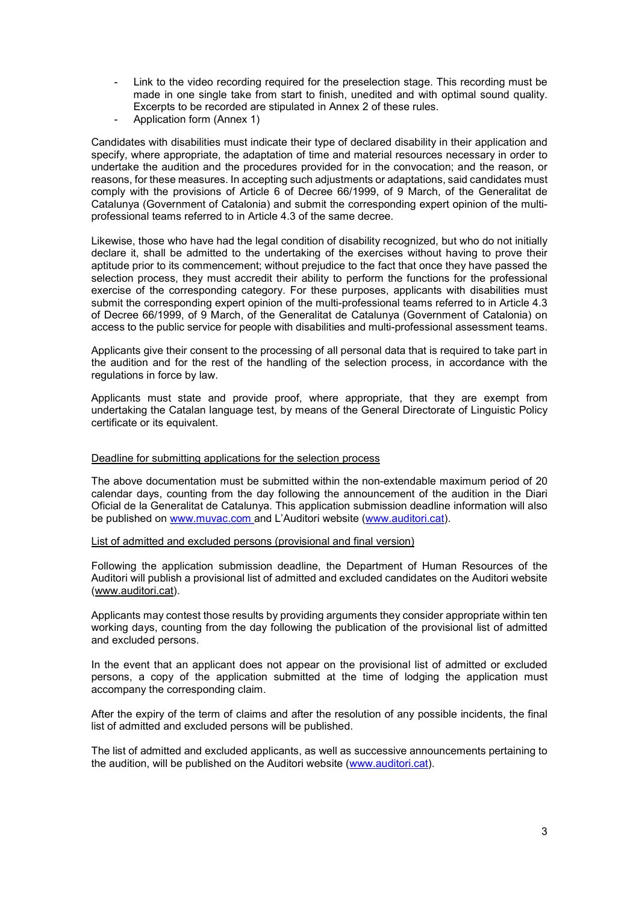- Link to the video recording required for the preselection stage. This recording must be made in one single take from start to finish, unedited and with optimal sound quality. Excerpts to be recorded are stipulated in Annex 2 of these rules.
- Application form (Annex 1)

Candidates with disabilities must indicate their type of declared disability in their application and specify, where appropriate, the adaptation of time and material resources necessary in order to undertake the audition and the procedures provided for in the convocation; and the reason, or reasons, for these measures. In accepting such adjustments or adaptations, said candidates must comply with the provisions of Article 6 of Decree 66/1999, of 9 March, of the Generalitat de Catalunya (Government of Catalonia) and submit the corresponding expert opinion of the multi-professional teams referred to in Article 4.3 of the same decree.

Likewise, those who have had the legal condition of disability recognized, but who do not initially declare it, shall be admitted to the undertaking of the exercises without having to prove their aptitude prior to its commencement; without prejudice to the fact that once they have passed the selection process, they must accredit their ability to perform the functions for the professional exercise of the corresponding category. For these purposes, applicants with disabilities must submit the corresponding expert opinion of the multi-professional teams referred to in Article 4.3 of Decree 66/1999, of 9 March, of the Generalitat de Catalunya (Government of Catalonia) on access to the public service for people with disabilities and multi-professional assessment teams.

Applicants give their consent to the processing of all personal data that is required to take part in the audition and for the rest of the handling of the selection process, in accordance with the regulations in force by law.

Applicants must state and provide proof, where appropriate, that they are exempt from undertaking the Catalan language test, by means of the General Directorate of Linguistic Policy certificate or its equivalent.

Deadline for submitting applications for the selection process

The above documentation must be submitted within the non-extendable maximum period of 20 calendar days, counting from the day following the announcement of the audition in the Diari Oficial de la Generalitat de Catalunya. This application submission deadline information will also be published on www.muvac.com and L'Auditori website (www.auditori.cat).

List of admitted and excluded persons (provisional and final version)

Following the application submission deadline, the Department of Human Resources of the Auditori will publish a provisional list of admitted and excluded candidates on the Auditori website (www.auditori.cat).

Applicants may contest those results by providing arguments they consider appropriate within ten working days, counting from the day following the publication of the provisional list of admitted and excluded persons.

In the event that an applicant does not appear on the provisional list of admitted or excluded persons, a copy of the application submitted at the time of lodging the application must accompany the corresponding claim.

After the expiry of the term of claims and after the resolution of any possible incidents, the final list of admitted and excluded persons will be published.

The list of admitted and excluded applicants, as well as successive announcements pertaining to the audition, will be published on the Auditori website (www.auditori.cat).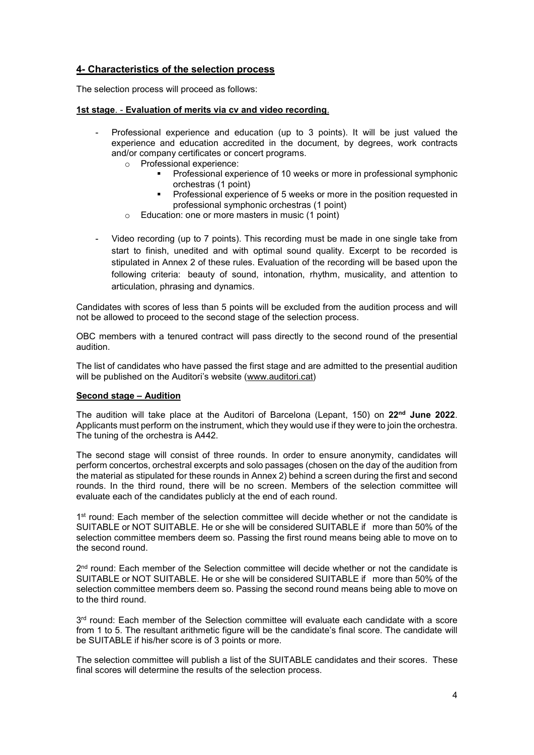## 4- Characteristics of the selection process

The selection process will proceed as follows:

**1st stage. - Evaluation of merits via cv and video recording.**

- Professional experience and education (up to 3 points). It will be just valued the experience and education accredited in the document, by degrees, work contracts and/or company certificates or concert programs.
  - Professional experience:
    - Professional experience of 10 weeks or more in professional symphonic orchestras (1 point)
    - Professional experience of 5 weeks or more in the position requested in professional symphonic orchestras (1 point)
  - Education: one or more masters in music (1 point)

- Video recording (up to 7 points). This recording must be made in one single take from start to finish, unedited and with optimal sound quality. Excerpt to be recorded is stipulated in Annex 2 of these rules. Evaluation of the recording will be based upon the following criteria: beauty of sound, intonation, rhythm, musicality, and attention to articulation, phrasing and dynamics.

Candidates with scores of less than 5 points will be excluded from the audition process and will not be allowed to proceed to the second stage of the selection process.

OBC members with a tenured contract will pass directly to the second round of the presential audition.

The list of candidates who have passed the first stage and are admitted to the presential audition will be published on the Auditori's website (www.auditori.cat)

**Second stage – Audition**

The audition will take place at the Auditori of Barcelona (Lepant, 150) on **22nd June 2022**. Applicants must perform on the instrument, which they would use if they were to join the orchestra. The tuning of the orchestra is A442.

The second stage will consist of three rounds. In order to ensure anonymity, candidates will perform concertos, orchestral excerpts and solo passages (chosen on the day of the audition from the material as stipulated for these rounds in Annex 2) behind a screen during the first and second rounds. In the third round, there will be no screen. Members of the selection committee will evaluate each of the candidates publicly at the end of each round.

1st round: Each member of the selection committee will decide whether or not the candidate is SUITABLE or NOT SUITABLE. He or she will be considered SUITABLE if more than 50% of the selection committee members deem so. Passing the first round means being able to move on to the second round.

2nd round: Each member of the Selection committee will decide whether or not the candidate is SUITABLE or NOT SUITABLE. He or she will be considered SUITABLE if more than 50% of the selection committee members deem so. Passing the second round means being able to move on to the third round.

3rd round: Each member of the Selection committee will evaluate each candidate with a score from 1 to 5. The resultant arithmetic figure will be the candidate's final score. The candidate will be SUITABLE if his/her score is of 3 points or more.

The selection committee will publish a list of the SUITABLE candidates and their scores. These final scores will determine the results of the selection process.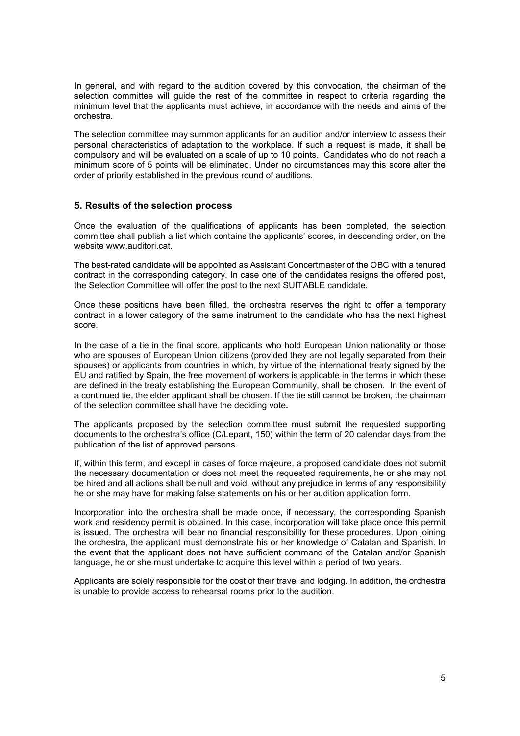In general, and with regard to the audition covered by this convocation, the chairman of the selection committee will guide the rest of the committee in respect to criteria regarding the minimum level that the applicants must achieve, in accordance with the needs and aims of the orchestra.

The selection committee may summon applicants for an audition and/or interview to assess their personal characteristics of adaptation to the workplace. If such a request is made, it shall be compulsory and will be evaluated on a scale of up to 10 points. Candidates who do not reach a minimum score of 5 points will be eliminated. Under no circumstances may this score alter the order of priority established in the previous round of auditions.

## 5. Results of the selection process

Once the evaluation of the qualifications of applicants has been completed, the selection committee shall publish a list which contains the applicants' scores, in descending order, on the website www.auditori.cat.

The best-rated candidate will be appointed as Assistant Concertmaster of the OBC with a tenured contract in the corresponding category. In case one of the candidates resigns the offered post, the Selection Committee will offer the post to the next SUITABLE candidate.

Once these positions have been filled, the orchestra reserves the right to offer a temporary contract in a lower category of the same instrument to the candidate who has the next highest score.

In the case of a tie in the final score, applicants who hold European Union nationality or those who are spouses of European Union citizens (provided they are not legally separated from their spouses) or applicants from countries in which, by virtue of the international treaty signed by the EU and ratified by Spain, the free movement of workers is applicable in the terms in which these are defined in the treaty establishing the European Community, shall be chosen. In the event of a continued tie, the elder applicant shall be chosen. If the tie still cannot be broken, the chairman of the selection committee shall have the deciding vote**.**

The applicants proposed by the selection committee must submit the requested supporting documents to the orchestra's office (C/Lepant, 150) within the term of 20 calendar days from the publication of the list of approved persons.

If, within this term, and except in cases of force majeure, a proposed candidate does not submit the necessary documentation or does not meet the requested requirements, he or she may not be hired and all actions shall be null and void, without any prejudice in terms of any responsibility he or she may have for making false statements on his or her audition application form.

Incorporation into the orchestra shall be made once, if necessary, the corresponding Spanish work and residency permit is obtained. In this case, incorporation will take place once this permit is issued. The orchestra will bear no financial responsibility for these procedures. Upon joining the orchestra, the applicant must demonstrate his or her knowledge of Catalan and Spanish. In the event that the applicant does not have sufficient command of the Catalan and/or Spanish language, he or she must undertake to acquire this level within a period of two years.

Applicants are solely responsible for the cost of their travel and lodging. In addition, the orchestra is unable to provide access to rehearsal rooms prior to the audition.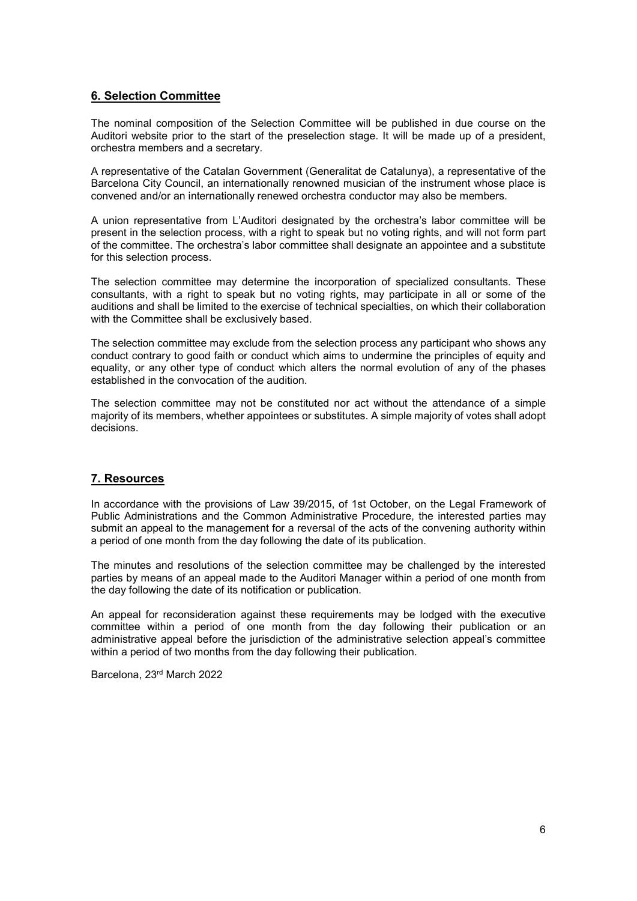## 6. Selection Committee

The nominal composition of the Selection Committee will be published in due course on the Auditori website prior to the start of the preselection stage. It will be made up of a president, orchestra members and a secretary.

A representative of the Catalan Government (Generalitat de Catalunya), a representative of the Barcelona City Council, an internationally renowned musician of the instrument whose place is convened and/or an internationally renewed orchestra conductor may also be members.

A union representative from L'Auditori designated by the orchestra's labor committee will be present in the selection process, with a right to speak but no voting rights, and will not form part of the committee. The orchestra's labor committee shall designate an appointee and a substitute for this selection process.

The selection committee may determine the incorporation of specialized consultants. These consultants, with a right to speak but no voting rights, may participate in all or some of the auditions and shall be limited to the exercise of technical specialties, on which their collaboration with the Committee shall be exclusively based.

The selection committee may exclude from the selection process any participant who shows any conduct contrary to good faith or conduct which aims to undermine the principles of equity and equality, or any other type of conduct which alters the normal evolution of any of the phases established in the convocation of the audition.

The selection committee may not be constituted nor act without the attendance of a simple majority of its members, whether appointees or substitutes. A simple majority of votes shall adopt decisions.

## 7. Resources

In accordance with the provisions of Law 39/2015, of 1st October, on the Legal Framework of Public Administrations and the Common Administrative Procedure, the interested parties may submit an appeal to the management for a reversal of the acts of the convening authority within a period of one month from the day following the date of its publication.

The minutes and resolutions of the selection committee may be challenged by the interested parties by means of an appeal made to the Auditori Manager within a period of one month from the day following the date of its notification or publication.

An appeal for reconsideration against these requirements may be lodged with the executive committee within a period of one month from the day following their publication or an administrative appeal before the jurisdiction of the administrative selection appeal's committee within a period of two months from the day following their publication.

Barcelona, 23rd March 2022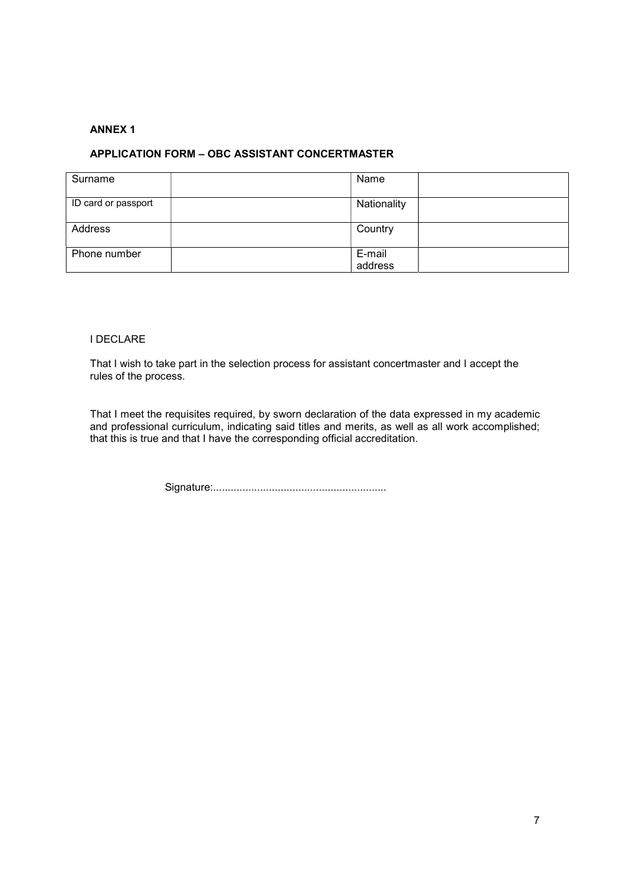**ANNEX 1**

**APPLICATION FORM – OBC ASSISTANT CONCERTMASTER**

| Surname | | Name | |
|---|---|---|---|
| ID card or passport | | Nationality | |
| Address | | Country | |
| Phone number | | E-mail address | |

I DECLARE

That I wish to take part in the selection process for assistant concertmaster and I accept the rules of the process.

That I meet the requisites required, by sworn declaration of the data expressed in my academic and professional curriculum, indicating said titles and merits, as well as all work accomplished; that this is true and that I have the corresponding official accreditation.

Signature:...........................................................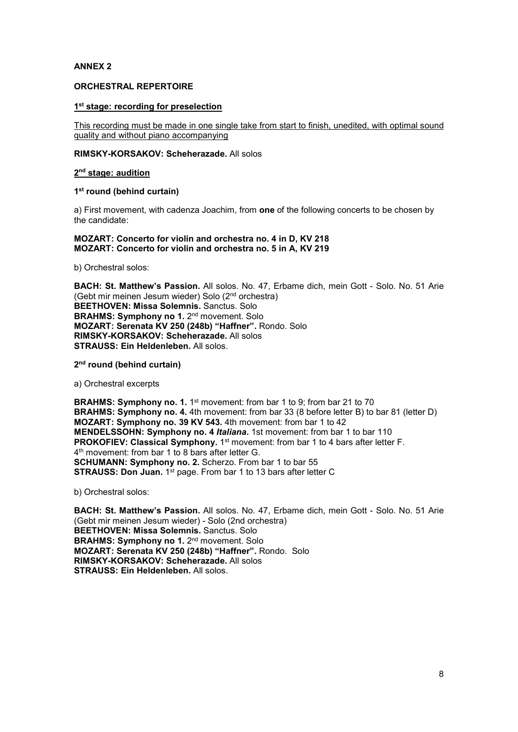**ANNEX 2**

**ORCHESTRAL REPERTOIRE**

**1st stage: recording for preselection**

This recording must be made in one single take from start to finish, unedited, with optimal sound quality and without piano accompanying

**RIMSKY-KORSAKOV: Scheherazade.** All solos

**2nd stage: audition**

**1st round (behind curtain)**

a) First movement, with cadenza Joachim, from **one** of the following concerts to be chosen by the candidate:

**MOZART: Concerto for violin and orchestra no. 4 in D, KV 218**
**MOZART: Concerto for violin and orchestra no. 5 in A, KV 219**

b) Orchestral solos:

**BACH: St. Matthew's Passion.** All solos. No. 47, Erbame dich, mein Gott - Solo. No. 51 Arie (Gebt mir meinen Jesum wieder) Solo (2nd orchestra)
**BEETHOVEN: Missa Solemnis.** Sanctus. Solo
**BRAHMS: Symphony no 1.** 2nd movement. Solo
**MOZART: Serenata KV 250 (248b) "Haffner".** Rondo. Solo
**RIMSKY-KORSAKOV: Scheherazade.** All solos
**STRAUSS: Ein Heldenleben.** All solos.

**2nd round (behind curtain)**

a) Orchestral excerpts

**BRAHMS: Symphony no. 1.** 1st movement: from bar 1 to 9; from bar 21 to 70
**BRAHMS: Symphony no. 4.** 4th movement: from bar 33 (8 before letter B) to bar 81 (letter D)
**MOZART: Symphony no. 39 KV 543.** 4th movement: from bar 1 to 42
**MENDELSSOHN: Symphony no. 4 *Italiana*.** 1st movement: from bar 1 to bar 110
**PROKOFIEV: Classical Symphony.** 1st movement: from bar 1 to 4 bars after letter F.
4th movement: from bar 1 to 8 bars after letter G.
**SCHUMANN: Symphony no. 2.** Scherzo. From bar 1 to bar 55
**STRAUSS: Don Juan.** 1st page. From bar 1 to 13 bars after letter C

b) Orchestral solos:

**BACH: St. Matthew's Passion.** All solos. No. 47, Erbame dich, mein Gott - Solo. No. 51 Arie (Gebt mir meinen Jesum wieder) - Solo (2nd orchestra)
**BEETHOVEN: Missa Solemnis.** Sanctus. Solo
**BRAHMS: Symphony no 1.** 2nd movement. Solo
**MOZART: Serenata KV 250 (248b) "Haffner".** Rondo. Solo
**RIMSKY-KORSAKOV: Scheherazade.** All solos
**STRAUSS: Ein Heldenleben.** All solos.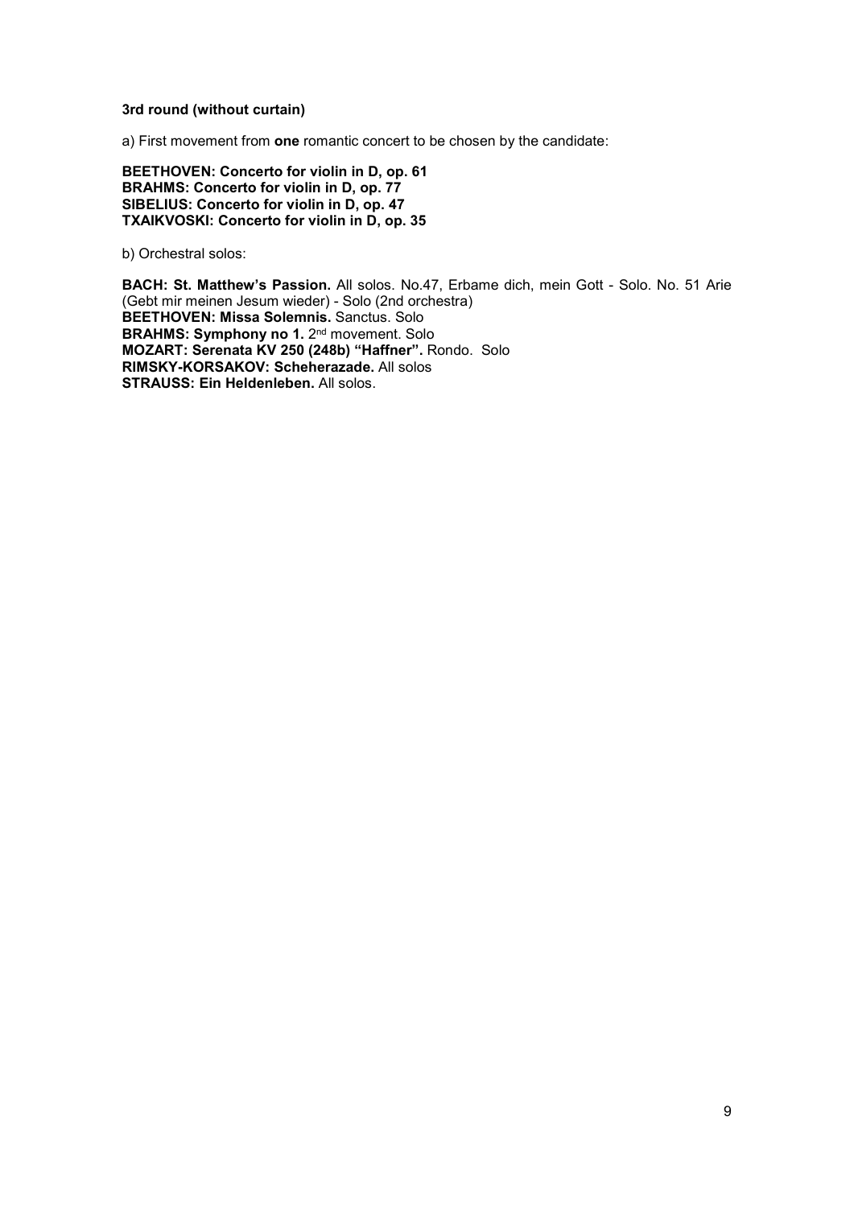**3rd round (without curtain)**

a) First movement from **one** romantic concert to be chosen by the candidate:

**BEETHOVEN: Concerto for violin in D, op. 61**
**BRAHMS: Concerto for violin in D, op. 77**
**SIBELIUS: Concerto for violin in D, op. 47**
**TXAIKVOSKI: Concerto for violin in D, op. 35**

b) Orchestral solos:

**BACH: St. Matthew's Passion.** All solos. No.47, Erbame dich, mein Gott - Solo. No. 51 Arie (Gebt mir meinen Jesum wieder) - Solo (2nd orchestra)
**BEETHOVEN: Missa Solemnis.** Sanctus. Solo
**BRAHMS: Symphony no 1.** 2nd movement. Solo
**MOZART: Serenata KV 250 (248b) "Haffner".** Rondo. Solo
**RIMSKY-KORSAKOV: Scheherazade.** All solos
**STRAUSS: Ein Heldenleben.** All solos.